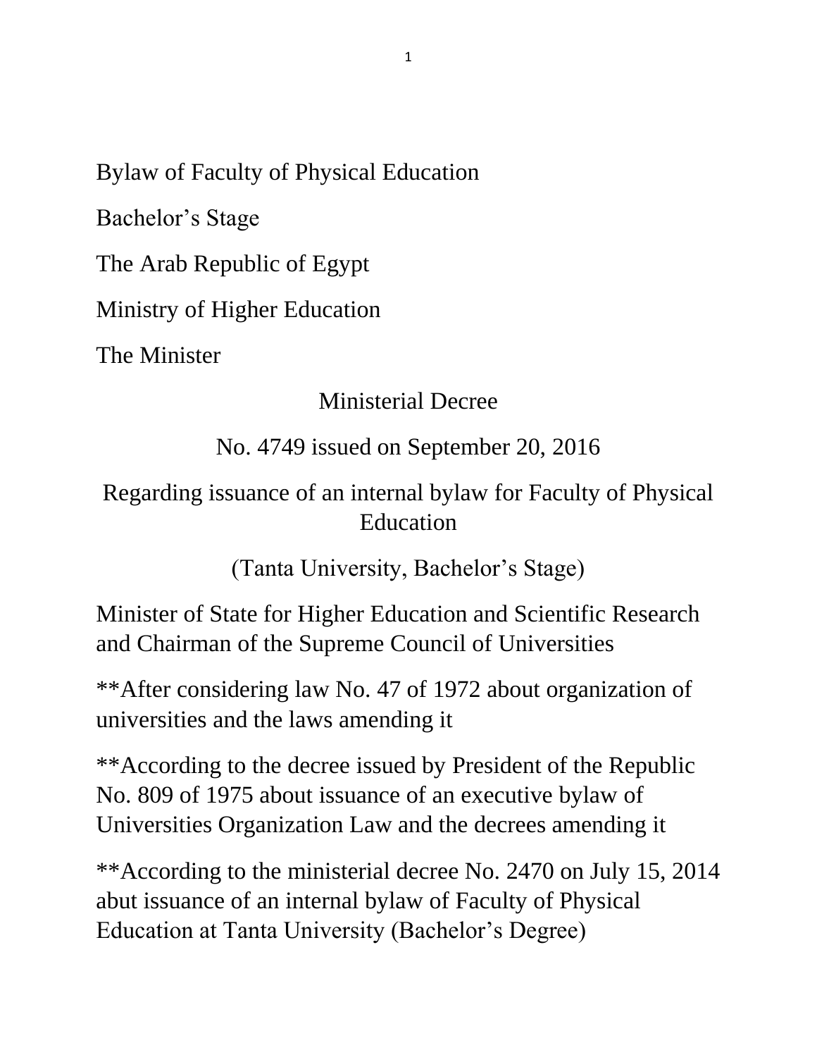Bylaw of Faculty of Physical Education

Bachelor's Stage

The Arab Republic of Egypt

Ministry of Higher Education

The Minister

Ministerial Decree

No. 4749 issued on September 20, 2016

Regarding issuance of an internal bylaw for Faculty of Physical Education

(Tanta University, Bachelor's Stage)

Minister of State for Higher Education and Scientific Research and Chairman of the Supreme Council of Universities

**After considering law No. 47 of 1972 about organization of universities and the laws amending it

**According to the decree issued by President of the Republic No. 809 of 1975 about issuance of an executive bylaw of Universities Organization Law and the decrees amending it

**According to the ministerial decree No. 2470 on July 15, 2014 abut issuance of an internal bylaw of Faculty of Physical Education at Tanta University (Bachelor's Degree)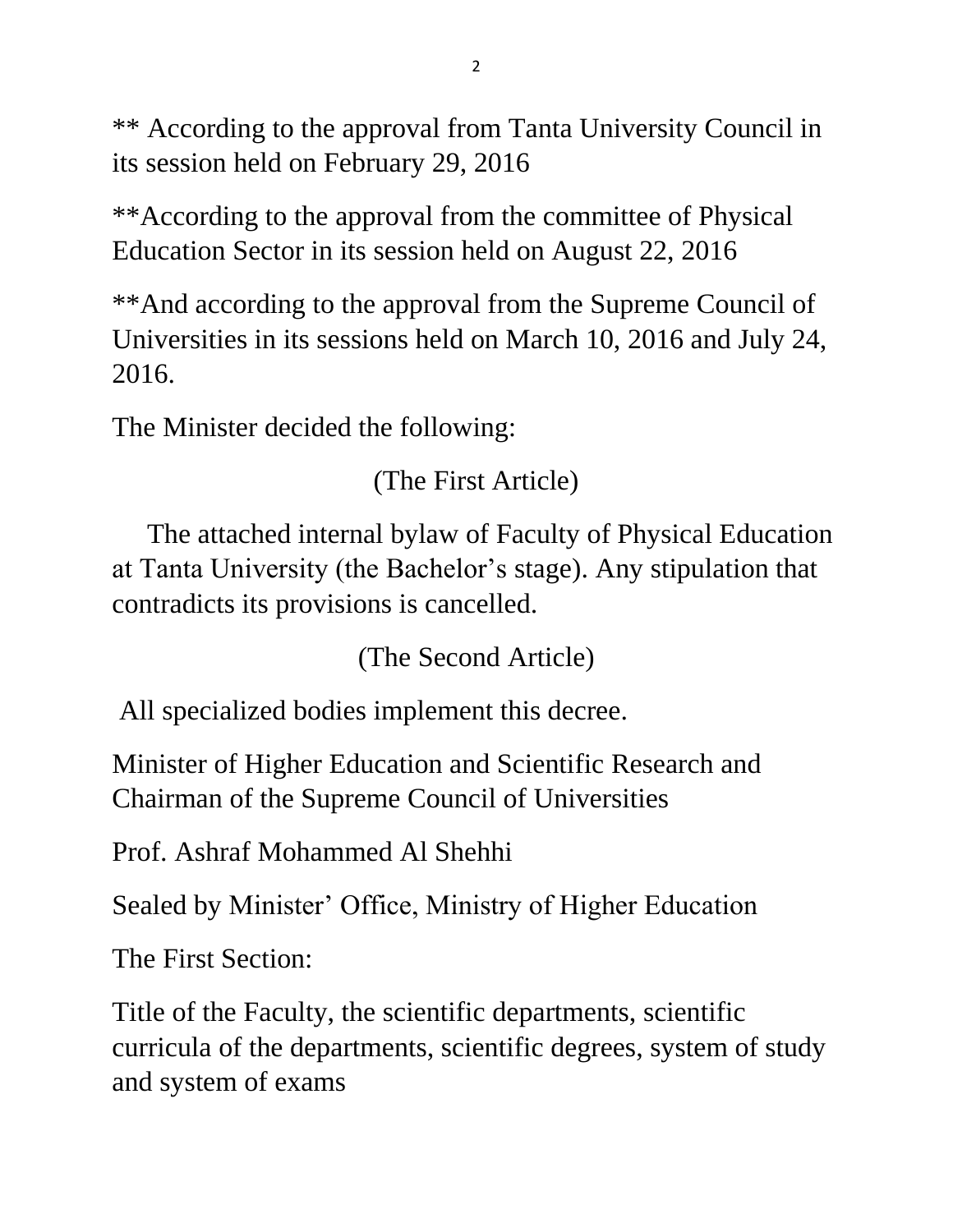** According to the approval from Tanta University Council in its session held on February 29, 2016

**According to the approval from the committee of Physical Education Sector in its session held on August 22, 2016

**And according to the approval from the Supreme Council of Universities in its sessions held on March 10, 2016 and July 24, 2016.

The Minister decided the following:

(The First Article)

The attached internal bylaw of Faculty of Physical Education at Tanta University (the Bachelor's stage). Any stipulation that contradicts its provisions is cancelled.

(The Second Article)

All specialized bodies implement this decree.

Minister of Higher Education and Scientific Research and Chairman of the Supreme Council of Universities

Prof. Ashraf Mohammed Al Shehhi

Sealed by Minister' Office, Ministry of Higher Education

The First Section:

Title of the Faculty, the scientific departments, scientific curricula of the departments, scientific degrees, system of study and system of exams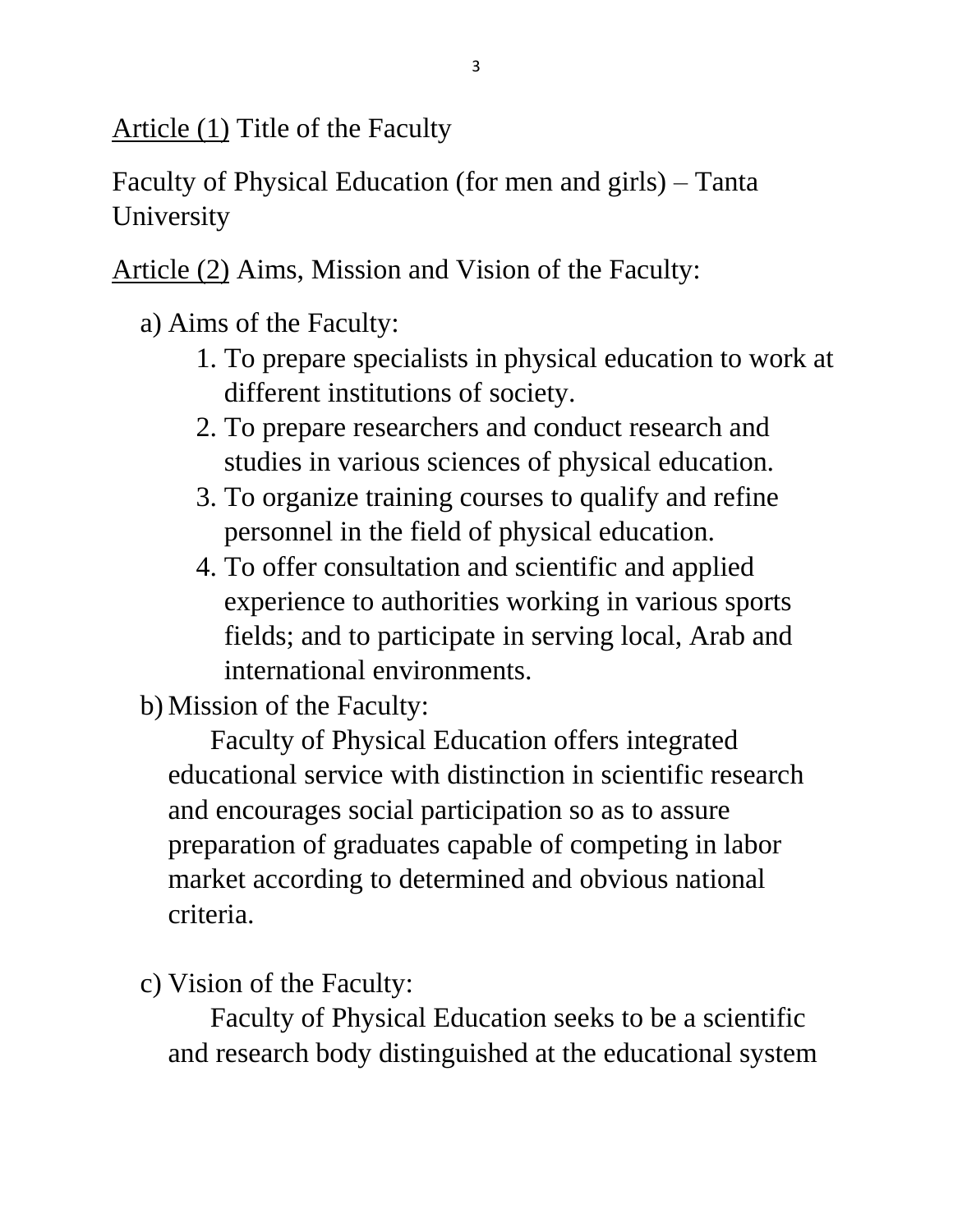<u>Article (1)</u> Title of the Faculty

Faculty of Physical Education (for men and girls) – Tanta University

<u>Article (2)</u> Aims, Mission and Vision of the Faculty:

a) Aims of the Faculty:
   1. To prepare specialists in physical education to work at different institutions of society.
   2. To prepare researchers and conduct research and studies in various sciences of physical education.
   3. To organize training courses to qualify and refine personnel in the field of physical education.
   4. To offer consultation and scientific and applied experience to authorities working in various sports fields; and to participate in serving local, Arab and international environments.

b) Mission of the Faculty:

   Faculty of Physical Education offers integrated educational service with distinction in scientific research and encourages social participation so as to assure preparation of graduates capable of competing in labor market according to determined and obvious national criteria.

c) Vision of the Faculty:

   Faculty of Physical Education seeks to be a scientific and research body distinguished at the educational system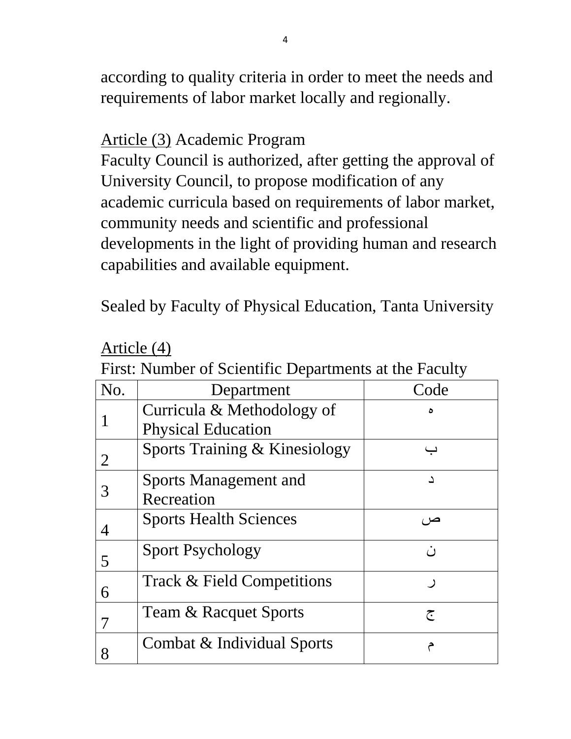according to quality criteria in order to meet the needs and requirements of labor market locally and regionally.

Article (3) Academic Program

Faculty Council is authorized, after getting the approval of University Council, to propose modification of any academic curricula based on requirements of labor market, community needs and scientific and professional developments in the light of providing human and research capabilities and available equipment.

Sealed by Faculty of Physical Education, Tanta University

Article (4)

First: Number of Scientific Departments at the Faculty

| No. | Department | Code |
|---|---|---|
| 1 | Curricula & Methodology of Physical Education | ه |
| 2 | Sports Training & Kinesiology | ب |
| 3 | Sports Management and Recreation | د |
| 4 | Sports Health Sciences | ص |
| 5 | Sport Psychology | ن |
| 6 | Track & Field Competitions | ر |
| 7 | Team & Racquet Sports | ج |
| 8 | Combat & Individual Sports | م |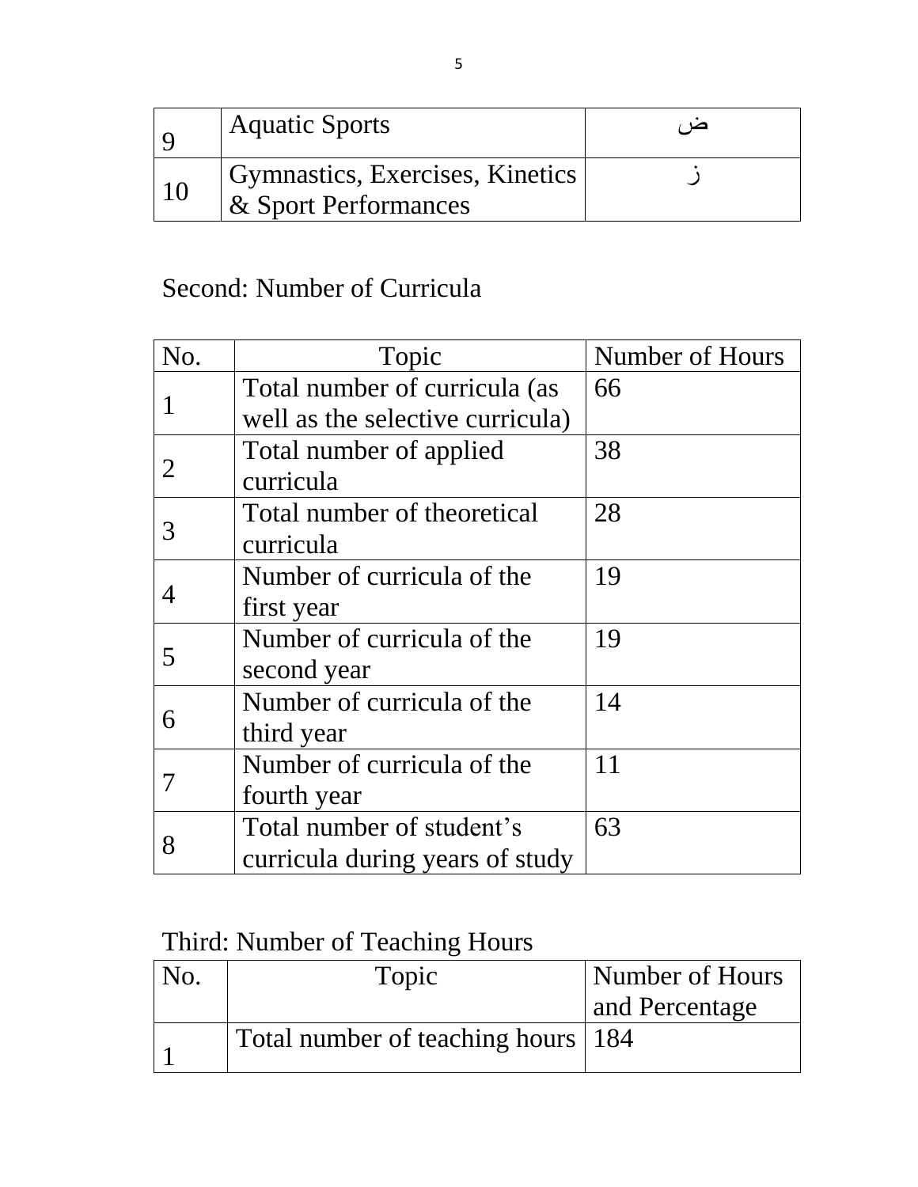| 9 | Aquatic Sports | ض |
|---|---|---|
| 10 | Gymnastics, Exercises, Kinetics & Sport Performances | ز |

Second: Number of Curricula

| No. | Topic | Number of Hours |
|---|---|---|
| 1 | Total number of curricula (as well as the selective curricula) | 66 |
| 2 | Total number of applied curricula | 38 |
| 3 | Total number of theoretical curricula | 28 |
| 4 | Number of curricula of the first year | 19 |
| 5 | Number of curricula of the second year | 19 |
| 6 | Number of curricula of the third year | 14 |
| 7 | Number of curricula of the fourth year | 11 |
| 8 | Total number of student's curricula during years of study | 63 |

Third: Number of Teaching Hours

| No. | Topic | Number of Hours and Percentage |
|---|---|---|
| 1 | Total number of teaching hours | 184 |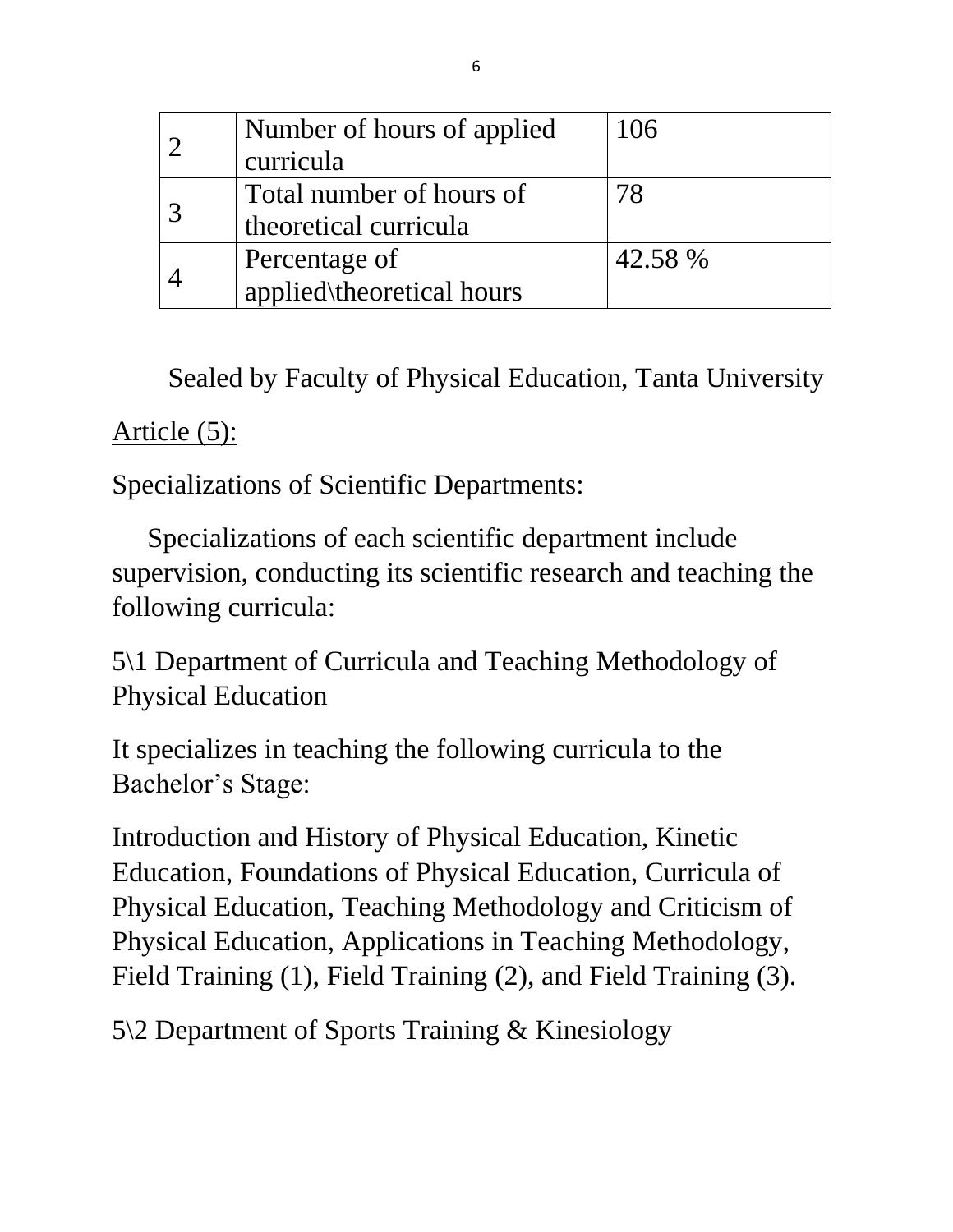| 2 | Number of hours of applied curricula | 106 |
|---|---|---|
| 3 | Total number of hours of theoretical curricula | 78 |
| 4 | Percentage of applied\theoretical hours | 42.58 % |

Sealed by Faculty of Physical Education, Tanta University

<u>Article (5):</u>

Specializations of Scientific Departments:

Specializations of each scientific department include supervision, conducting its scientific research and teaching the following curricula:

5\1 Department of Curricula and Teaching Methodology of Physical Education

It specializes in teaching the following curricula to the Bachelor's Stage:

Introduction and History of Physical Education, Kinetic Education, Foundations of Physical Education, Curricula of Physical Education, Teaching Methodology and Criticism of Physical Education, Applications in Teaching Methodology, Field Training (1), Field Training (2), and Field Training (3).

5\2 Department of Sports Training & Kinesiology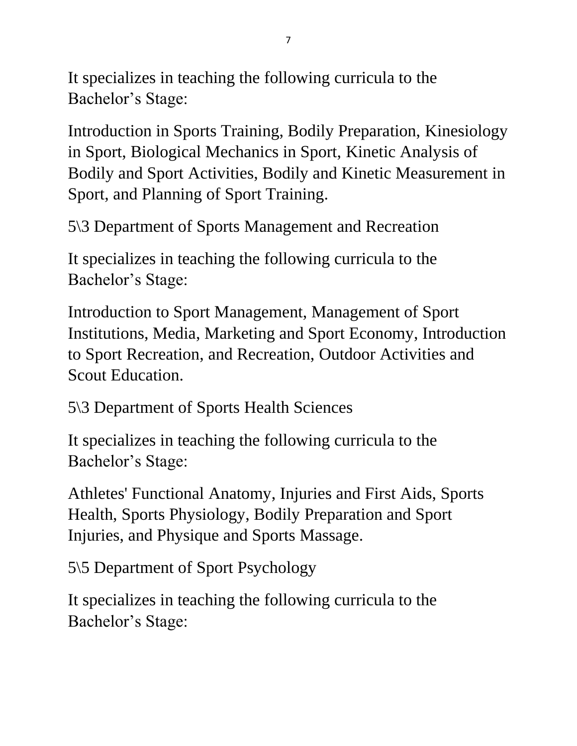It specializes in teaching the following curricula to the Bachelor’s Stage:

Introduction in Sports Training, Bodily Preparation, Kinesiology in Sport, Biological Mechanics in Sport, Kinetic Analysis of Bodily and Sport Activities, Bodily and Kinetic Measurement in Sport, and Planning of Sport Training.

5\3 Department of Sports Management and Recreation

It specializes in teaching the following curricula to the Bachelor’s Stage:

Introduction to Sport Management, Management of Sport Institutions, Media, Marketing and Sport Economy, Introduction to Sport Recreation, and Recreation, Outdoor Activities and Scout Education.

5\3 Department of Sports Health Sciences

It specializes in teaching the following curricula to the Bachelor’s Stage:

Athletes' Functional Anatomy, Injuries and First Aids, Sports Health, Sports Physiology, Bodily Preparation and Sport Injuries, and Physique and Sports Massage.

5\5 Department of Sport Psychology

It specializes in teaching the following curricula to the Bachelor’s Stage: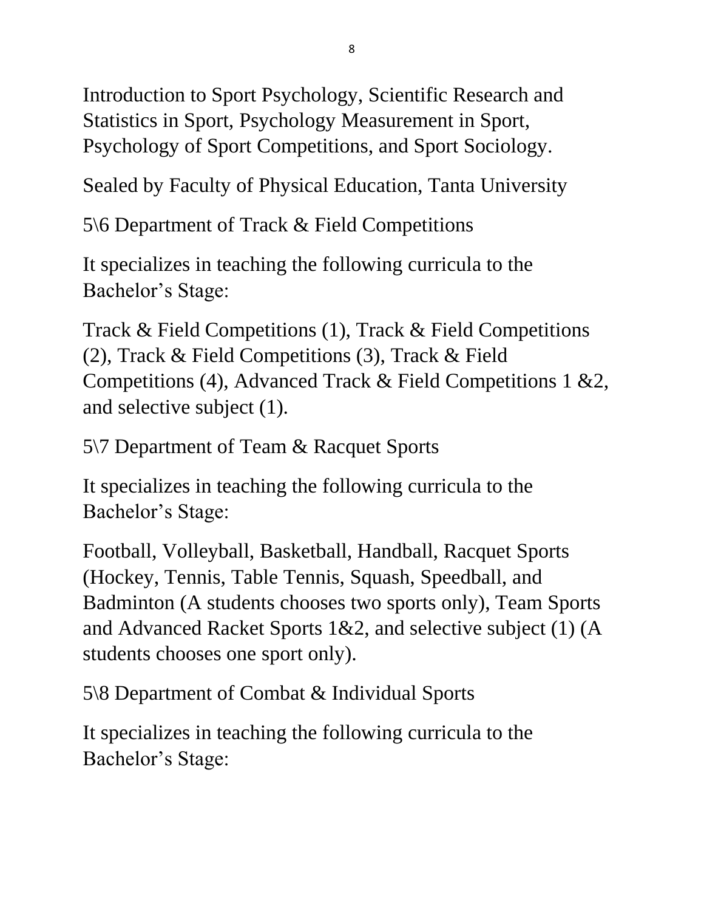Introduction to Sport Psychology, Scientific Research and Statistics in Sport, Psychology Measurement in Sport, Psychology of Sport Competitions, and Sport Sociology.

Sealed by Faculty of Physical Education, Tanta University

5\6 Department of Track & Field Competitions

It specializes in teaching the following curricula to the Bachelor's Stage:

Track & Field Competitions (1), Track & Field Competitions (2), Track & Field Competitions (3), Track & Field Competitions (4), Advanced Track & Field Competitions 1 &2, and selective subject (1).

5\7 Department of Team & Racquet Sports

It specializes in teaching the following curricula to the Bachelor's Stage:

Football, Volleyball, Basketball, Handball, Racquet Sports (Hockey, Tennis, Table Tennis, Squash, Speedball, and Badminton (A students chooses two sports only), Team Sports and Advanced Racket Sports 1&2, and selective subject (1) (A students chooses one sport only).

5\8 Department of Combat & Individual Sports

It specializes in teaching the following curricula to the Bachelor's Stage: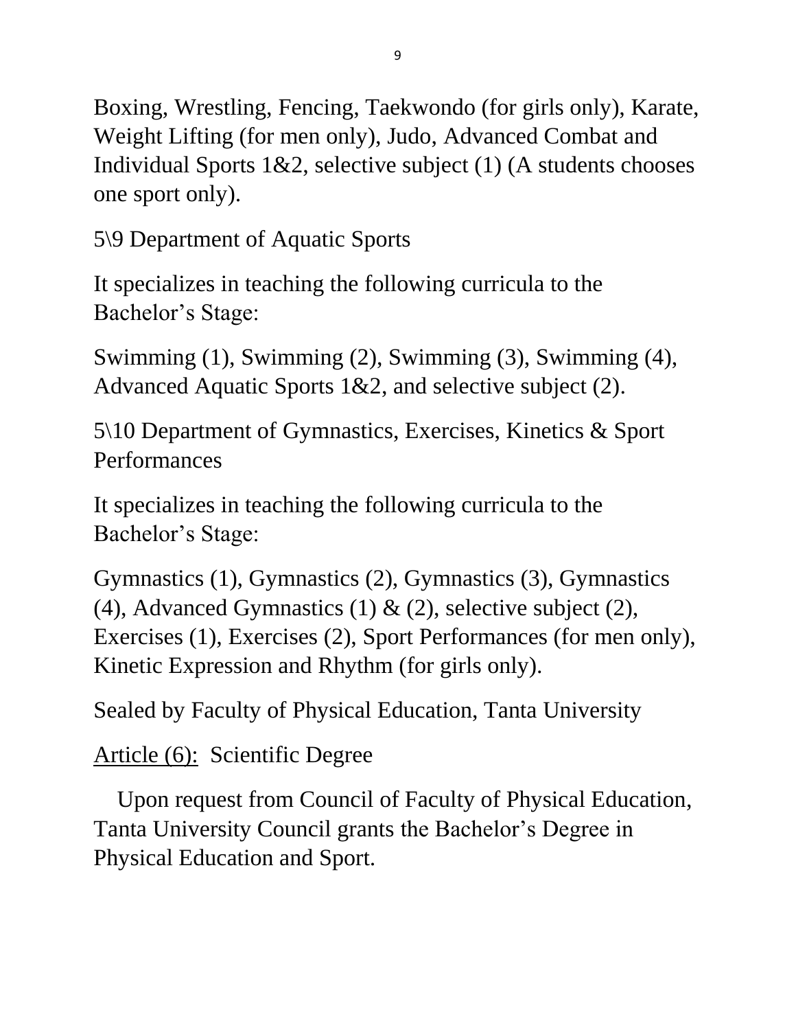Boxing, Wrestling, Fencing, Taekwondo (for girls only), Karate, Weight Lifting (for men only), Judo, Advanced Combat and Individual Sports 1&2, selective subject (1) (A students chooses one sport only).

5\9 Department of Aquatic Sports

It specializes in teaching the following curricula to the Bachelor's Stage:

Swimming (1), Swimming (2), Swimming (3), Swimming (4), Advanced Aquatic Sports 1&2, and selective subject (2).

5\10 Department of Gymnastics, Exercises, Kinetics & Sport Performances

It specializes in teaching the following curricula to the Bachelor's Stage:

Gymnastics (1), Gymnastics (2), Gymnastics (3), Gymnastics (4), Advanced Gymnastics (1) & (2), selective subject (2), Exercises (1), Exercises (2), Sport Performances (for men only), Kinetic Expression and Rhythm (for girls only).

Sealed by Faculty of Physical Education, Tanta University

<u>Article (6):</u> Scientific Degree

Upon request from Council of Faculty of Physical Education, Tanta University Council grants the Bachelor's Degree in Physical Education and Sport.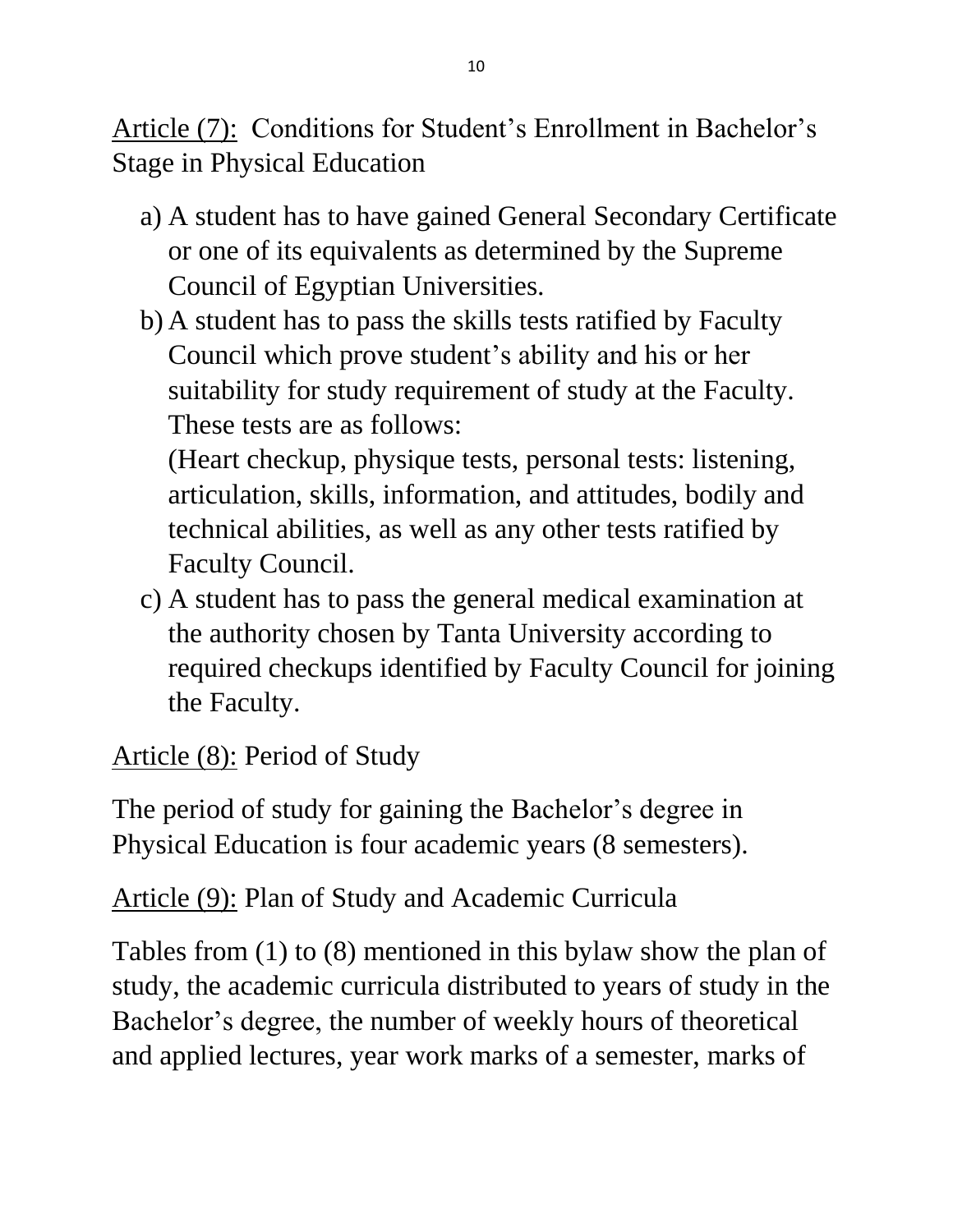<u>Article (7):</u> Conditions for Student's Enrollment in Bachelor's Stage in Physical Education

a) A student has to have gained General Secondary Certificate or one of its equivalents as determined by the Supreme Council of Egyptian Universities.

b) A student has to pass the skills tests ratified by Faculty Council which prove student's ability and his or her suitability for study requirement of study at the Faculty. These tests are as follows:
(Heart checkup, physique tests, personal tests: listening, articulation, skills, information, and attitudes, bodily and technical abilities, as well as any other tests ratified by Faculty Council.

c) A student has to pass the general medical examination at the authority chosen by Tanta University according to required checkups identified by Faculty Council for joining the Faculty.

<u>Article (8):</u> Period of Study

The period of study for gaining the Bachelor's degree in Physical Education is four academic years (8 semesters).

<u>Article (9):</u> Plan of Study and Academic Curricula

Tables from (1) to (8) mentioned in this bylaw show the plan of study, the academic curricula distributed to years of study in the Bachelor's degree, the number of weekly hours of theoretical and applied lectures, year work marks of a semester, marks of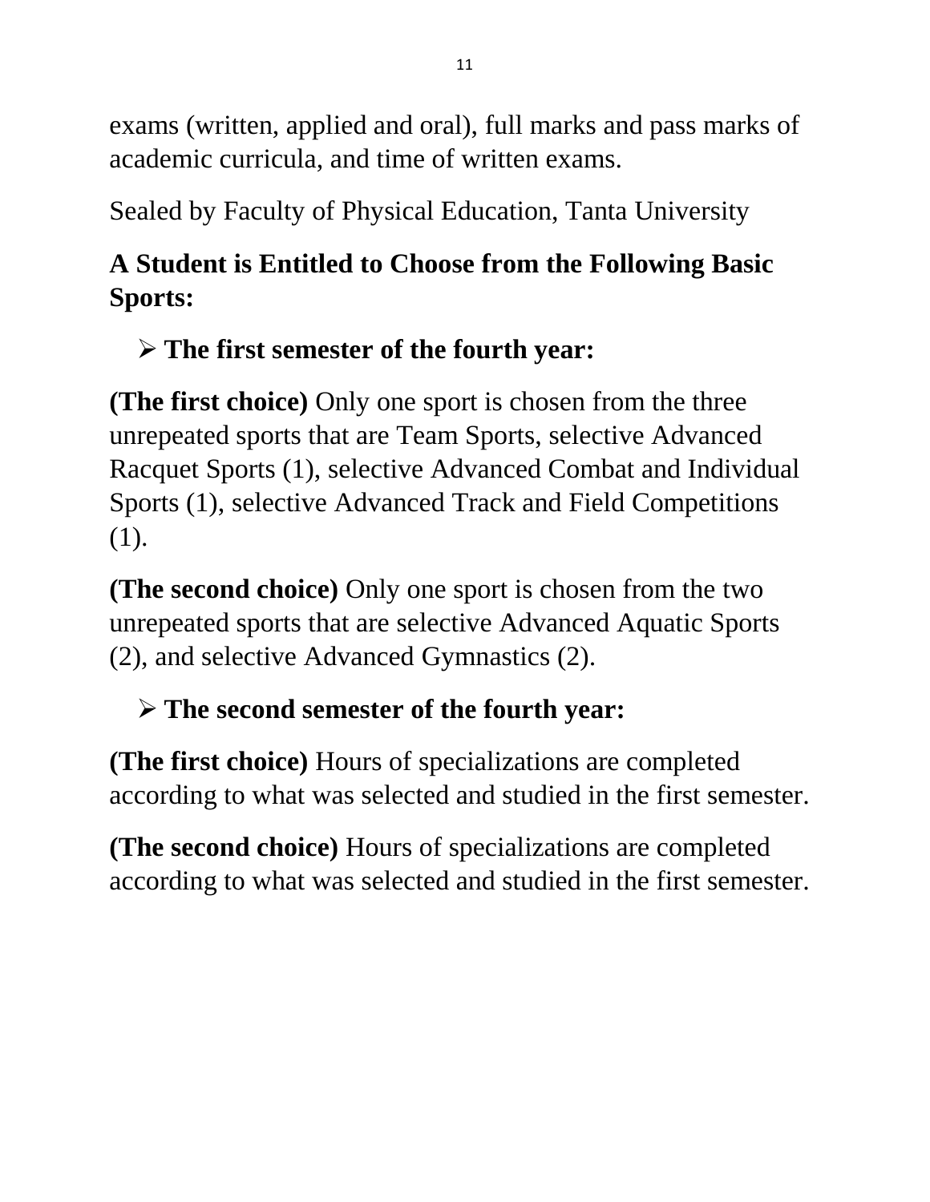exams (written, applied and oral), full marks and pass marks of academic curricula, and time of written exams.

Sealed by Faculty of Physical Education, Tanta University

## A Student is Entitled to Choose from the Following Basic Sports:

- **The first semester of the fourth year:**

**(The first choice)** Only one sport is chosen from the three unrepeated sports that are Team Sports, selective Advanced Racquet Sports (1), selective Advanced Combat and Individual Sports (1), selective Advanced Track and Field Competitions (1).

**(The second choice)** Only one sport is chosen from the two unrepeated sports that are selective Advanced Aquatic Sports (2), and selective Advanced Gymnastics (2).

- **The second semester of the fourth year:**

**(The first choice)** Hours of specializations are completed according to what was selected and studied in the first semester.

**(The second choice)** Hours of specializations are completed according to what was selected and studied in the first semester.